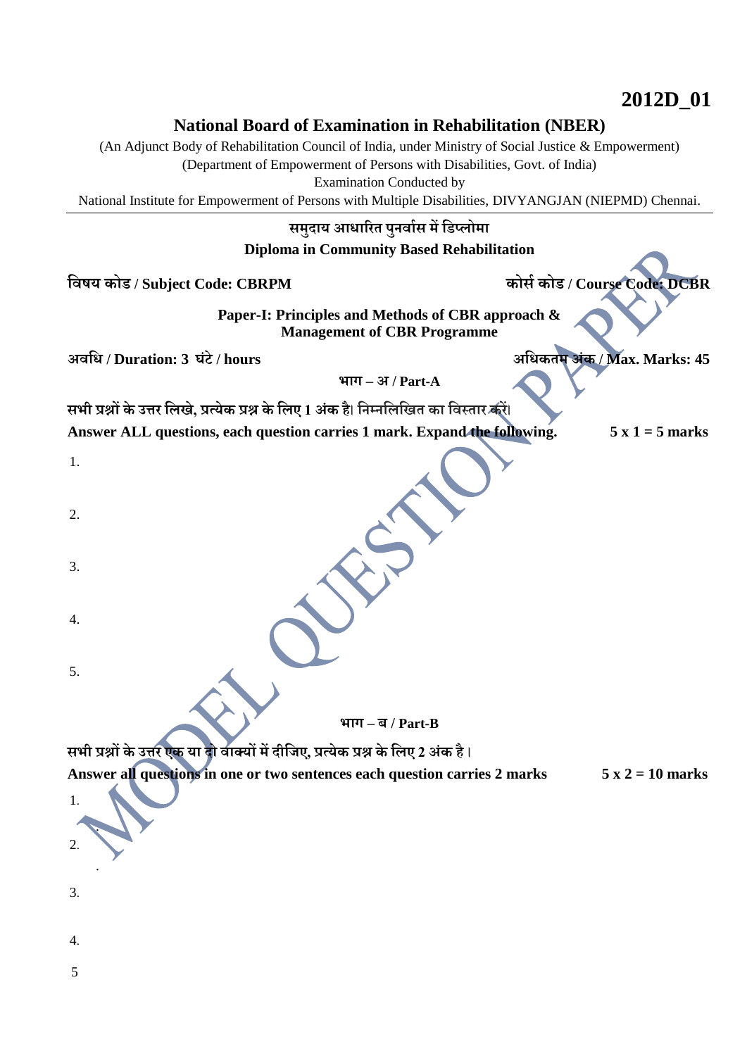**2012D_01**

# National Board of Examination in Rehabilitation (NBER)

(An Adjunct Body of Rehabilitation Council of India, under Ministry of Social Justice & Empowerment)
(Department of Empowerment of Persons with Disabilities, Govt. of India)
Examination Conducted by
National Institute for Empowerment of Persons with Multiple Disabilities, DIVYANGJAN (NIEPMD) Chennai.

## समुदाय आधारित पुनर्वास में डिप्लोमा
## Diploma in Community Based Rehabilitation

**विषय कोड / Subject Code: CBRPM** **कोर्स कोड / Course Code: DCBR**

**Paper-I: Principles and Methods of CBR approach & Management of CBR Programme**

**अवधि / Duration: 3 घंटे / hours** **अधिकतम अंक / Max. Marks: 45**

### भाग – अ / Part-A

**सभी प्रश्नों के उत्तर लिखे, प्रत्येक प्रश्न के लिए 1 अंक है। निम्नलिखित का विस्तार करें।**
**Answer ALL questions, each question carries 1 mark. Expand the following.** **5 x 1 = 5 marks**

1.

2.

3.

4.

5.

### भाग – ब / Part-B

**सभी प्रश्नों के उत्तर एक या दो वाक्यों में दीजिए, प्रत्येक प्रश्न के लिए 2 अंक है।**
**Answer all questions in one or two sentences each question carries 2 marks** **5 x 2 = 10 marks**

1.

2.

3.

4.

5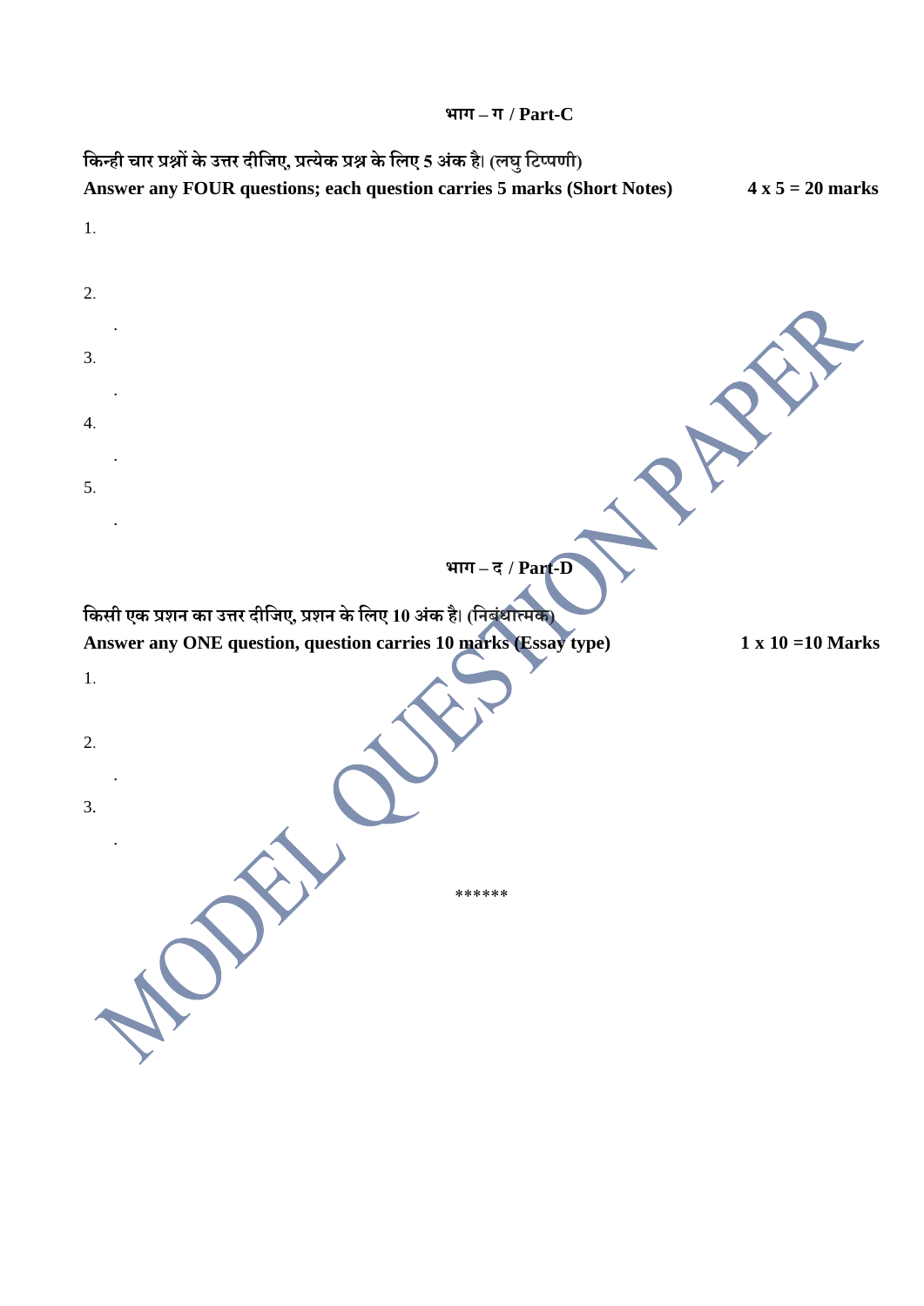## भाग – ग / Part-C

**किन्ही चार प्रश्नों के उत्तर दीजिए, प्रत्येक प्रश्न के लिए 5 अंक है। (लघु टिप्पणी)**

**Answer any FOUR questions; each question carries 5 marks (Short Notes)** **4 x 5 = 20 marks**

1.

2.

.

3.

.

4.

.

5.

.

## भाग – द / Part-D

**किसी एक प्रशन का उत्तर दीजिए, प्रशन के लिए 10 अंक है। (निबंधात्मक)**

**Answer any ONE question, question carries 10 marks (Essay type)** **1 x 10 =10 Marks**

1.

2.

.

3.

.

******